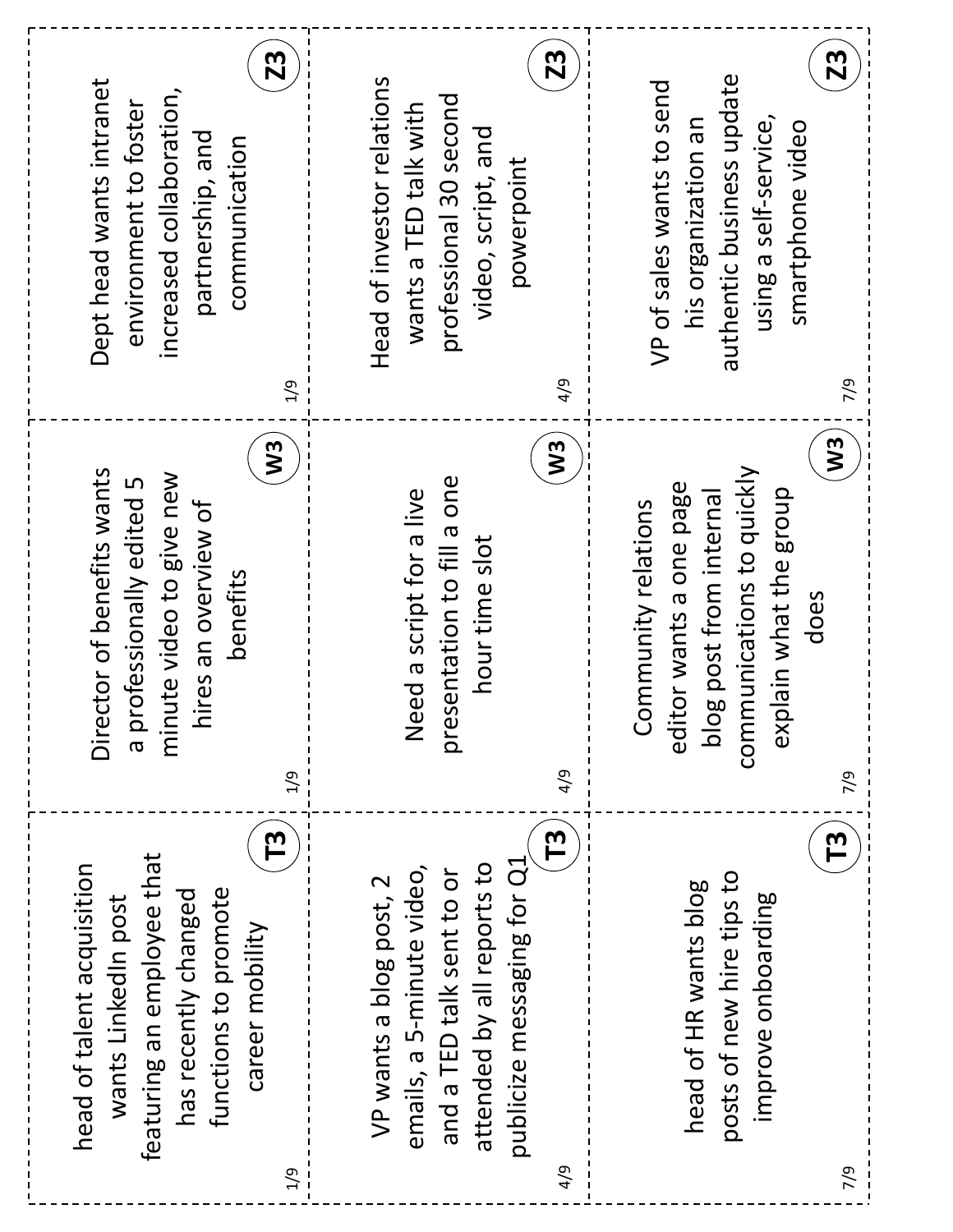| T3 | W3 | Z3 |
| --- | --- | --- |
| head of talent acquisition wants LinkedIn post featuring an employee that has recently changed functions to promote career mobility (1/9) | Director of benefits wants a professionally edited 5 minute video to give new hires an overview of benefits (1/9) | Dept head wants intranet environment to foster increased collaboration, partnership, and communication (1/9) |
| VP wants a blog post, 2 emails, a 5-minute video, and a TED talk sent to or attended by all reports to publicize messaging for Q1 (4/9) | Need a script for a live presentation to fill a one hour time slot (4/9) | Head of investor relations wants a TED talk with professional 30 second video, script, and powerpoint (4/9) |
| head of HR wants blog posts of new hire tips to improve onboarding (7/9) | Community relations editor wants a one page blog post from internal communications to quickly explain what the group does (7/9) | VP of sales wants to send his organization an authentic business update using a self-service, smartphone video (7/9) |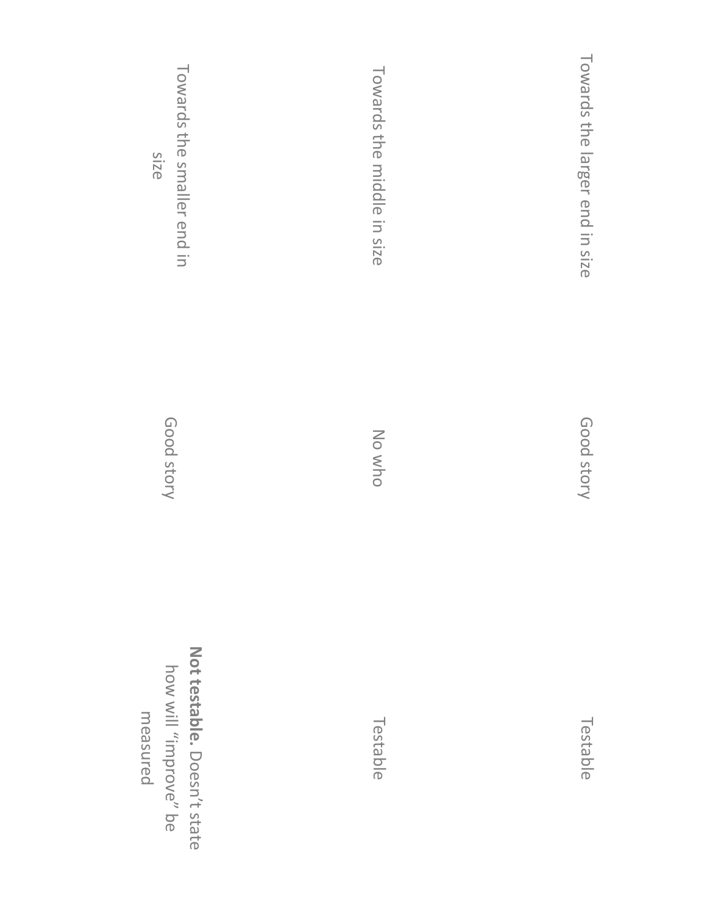Towards the larger end in size

Good story

Testable

Towards the middle in size

No who

Testable

Towards the smaller end in size

Good story

**Not testable.** Doesn’t state how will “improve” be measured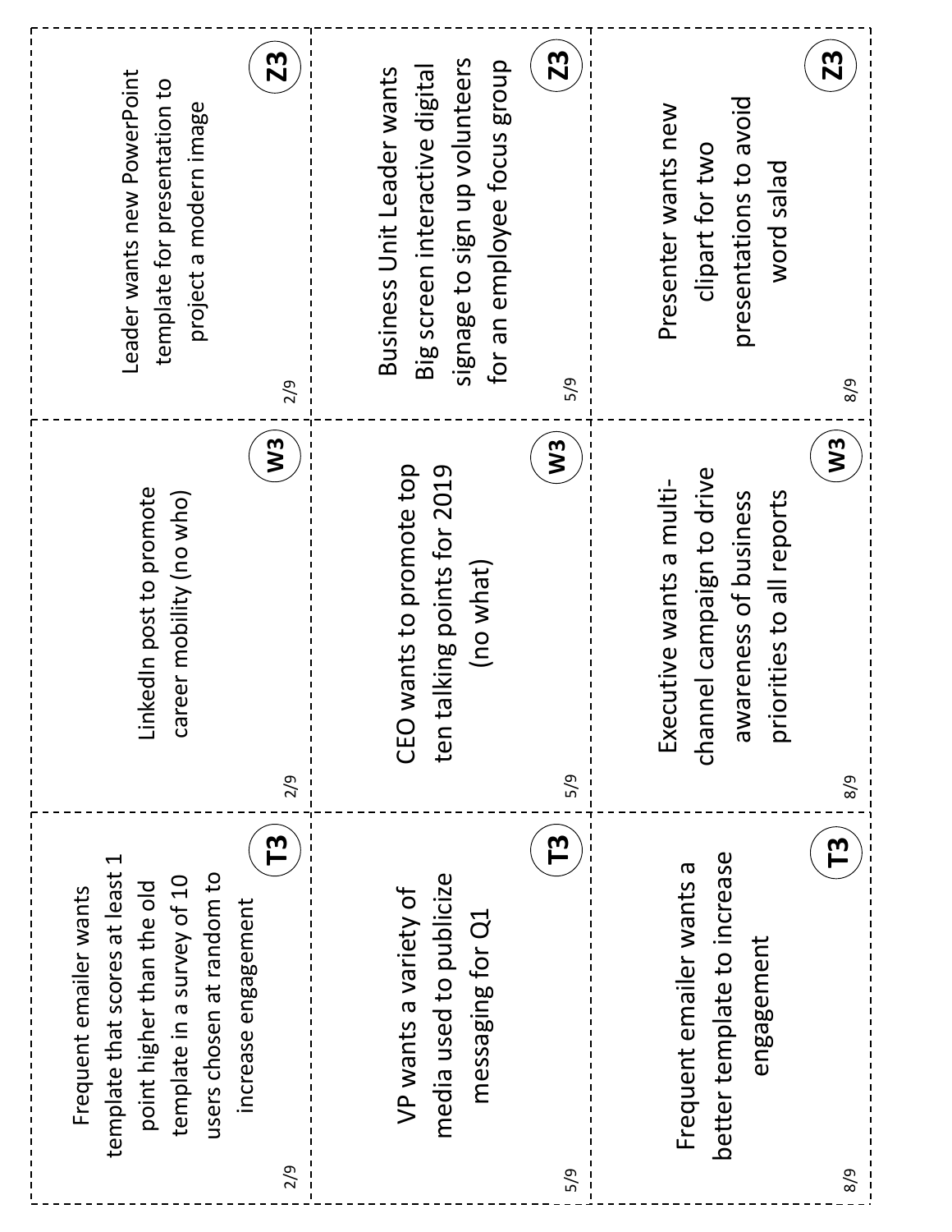Frequent emailer wants a better template to increase engagement

T3

8/9

---

VP wants a variety of media used to publicize messaging for Q1

T3

5/9

---

Frequent emailer wants template that scores at least 1 point higher than the old template in a survey of 10 users chosen at random to increase engagement

T3

2/9

---

Executive wants a multi-channel campaign to drive awareness of business priorities to all reports

W3

8/9

---

CEO wants to promote top ten talking points for 2019 (no what)

W3

5/9

---

LinkedIn post to promote career mobility (no who)

W3

2/9

---

Presenter wants new clipart for two presentations to avoid word salad

Z3

8/9

---

Business Unit Leader wants Big screen interactive digital signage to sign up volunteers for an employee focus group

Z3

5/9

---

Leader wants new PowerPoint template for presentation to project a modern image

Z3

2/9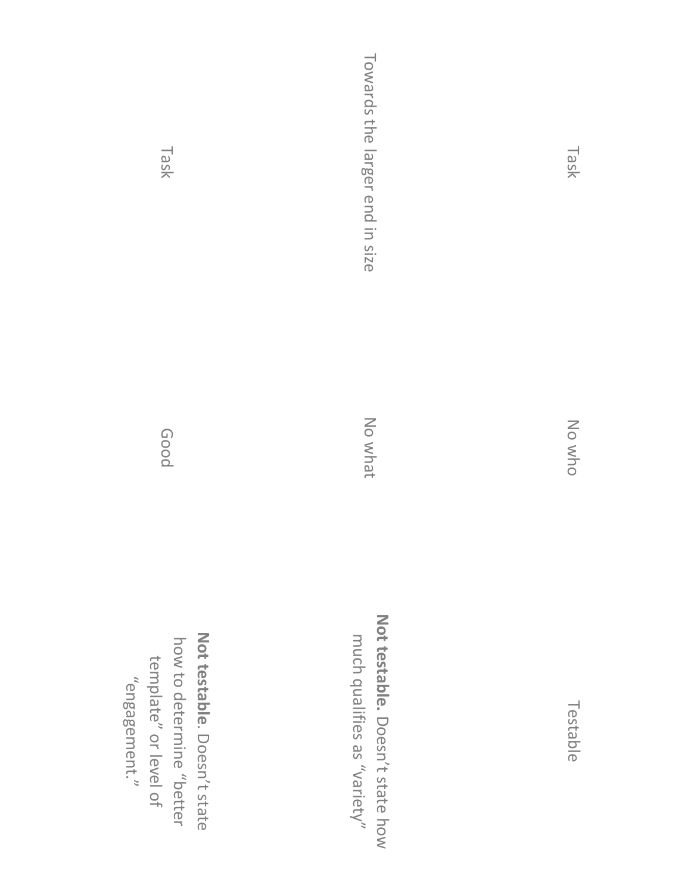Task

No who

Testable

Towards the larger end in size

No what

**Not testable.** Doesn't state how much qualifies as "variety"

Task

Good

**Not testable**. Doesn't state how to determine "better template" or level of "engagement."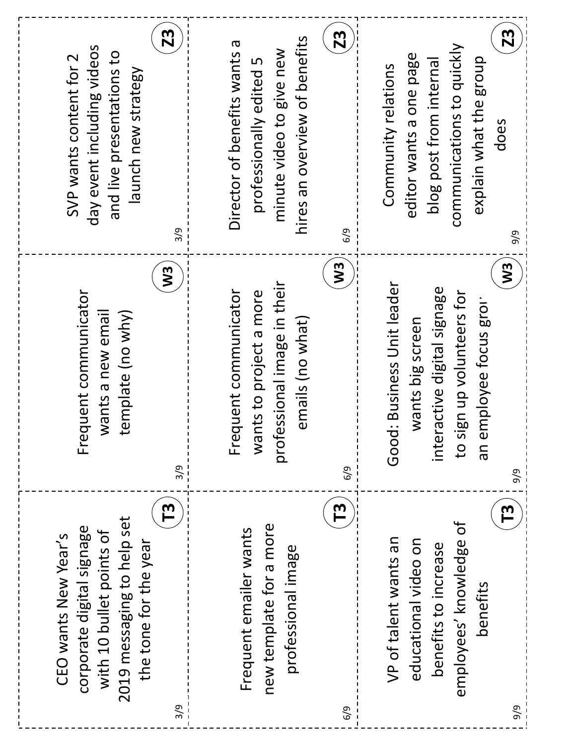CEO wants New Year's corporate digital signage with 10 bullet points of 2019 messaging to help set the tone for the year

3/9 **T3**

---

Frequent emailer wants new template for a more professional image

6/9 **T3**

---

VP of talent wants an educational video on benefits to increase employees' knowledge of benefits

9/9 **T3**

---

Frequent communicator wants a new email template (no why)

3/9 **W3**

---

Frequent communicator wants to project a more professional image in their emails (no what)

6/9 **W3**

---

Good: Business Unit leader wants big screen interactive digital signage to sign up volunteers for an employee focus gro

9/9 **W3**

---

SVP wants content for 2 day event including videos and live presentations to launch new strategy

3/9 **Z3**

---

Director of benefits wants a professionally edited 5 minute video to give new hires an overview of benefits

6/9 **Z3**

---

Community relations editor wants a one page blog post from internal communications to quickly explain what the group does

9/9 **Z3**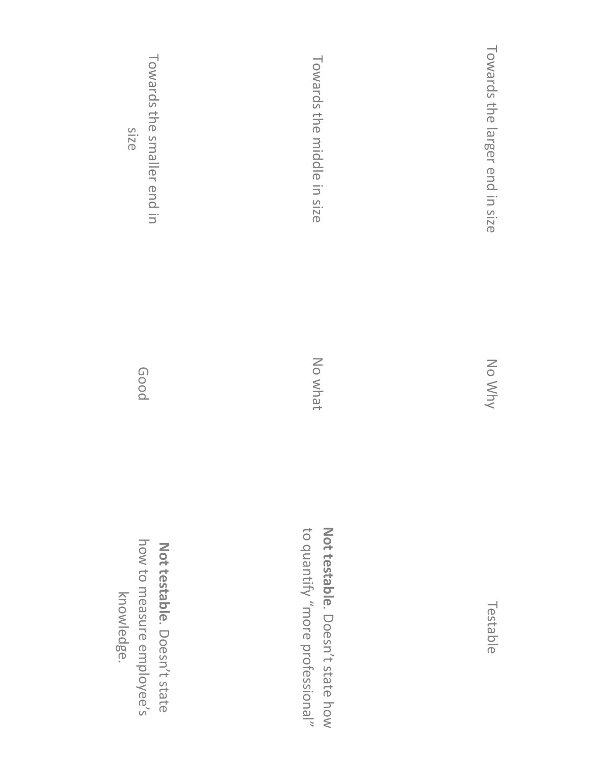| | | |
|---|---|---|
| Towards the larger end in size | No Why | Testable |
| Towards the middle in size | No what | **Not testable**. Doesn't state how to quantify "more professional" |
| Towards the smaller end in size | Good | **Not testable**. Doesn't state how to measure employee's knowledge. |